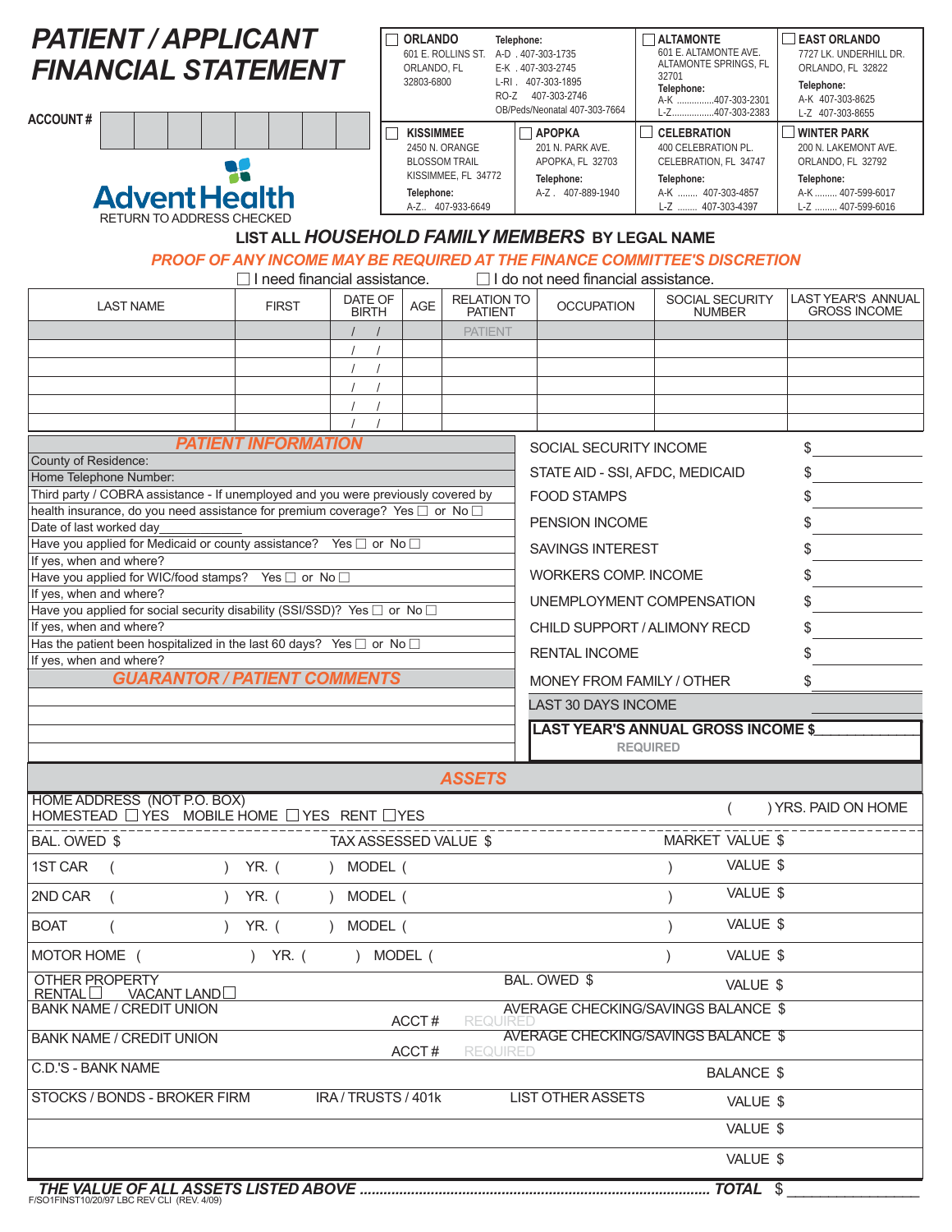# PATIENT / APPLICANT FINANCIAL STATEMENT

ACCOUNT #

AdventHealth

RETURN TO ADDRESS CHECKED

| | | | |
|---|---|---|---|
| ☐ **ORLANDO** 601 E. ROLLINS ST. ORLANDO, FL 32803-6800 **Telephone:** A-D . 407-303-1735 E-K . 407-303-2745 L-RI . 407-303-1895 RO-Z 407-303-2746 OB/Peds/Neonatal 407-303-7664 | | ☐ **ALTAMONTE** 601 E. ALTAMONTE AVE. ALTAMONTE SPRINGS, FL 32701 **Telephone:** A-K ..............407-303-2301 L-Z................407-303-2383 | ☐ **EAST ORLANDO** 7727 LK. UNDERHILL DR. ORLANDO, FL 32822 **Telephone:** A-K 407-303-8625 L-Z 407-303-8655 |
| ☐ **KISSIMMEE** 2450 N. ORANGE BLOSSOM TRAIL KISSIMMEE, FL 34772 **Telephone:** A-Z.. 407-933-6649 | ☐ **APOPKA** 201 N. PARK AVE. APOPKA, FL 32703 **Telephone:** A-Z . 407-889-1940 | ☐ **CELEBRATION** 400 CELEBRATION PL. CELEBRATION, FL 34747 **Telephone:** A-K ........ 407-303-4857 L-Z ........ 407-303-4397 | ☐ **WINTER PARK** 200 N. LAKEMONT AVE. ORLANDO, FL 32792 **Telephone:** A-K ......... 407-599-6017 L-Z ......... 407-599-6016 |

## LIST ALL *HOUSEHOLD FAMILY MEMBERS* BY LEGAL NAME

***PROOF OF ANY INCOME MAY BE REQUIRED AT THE FINANCE COMMITTEE'S DISCRETION***

☐ I need financial assistance. ☐ I do not need financial assistance.

| LAST NAME | FIRST | DATE OF BIRTH | AGE | RELATION TO PATIENT | OCCUPATION | SOCIAL SECURITY NUMBER | LAST YEAR'S ANNUAL GROSS INCOME |
|---|---|---|---|---|---|---|---|
| | | / / | | PATIENT | | | |
| | | / / | | | | | |
| | | / / | | | | | |
| | | / / | | | | | |
| | | / / | | | | | |
| | | / / | | | | | |

### PATIENT INFORMATION

County of Residence:

Home Telephone Number:

Third party / COBRA assistance - If unemployed and you were previously covered by health insurance, do you need assistance for premium coverage? Yes ☐ or No ☐

Date of last worked day\_\_\_\_\_\_\_\_\_\_

Have you applied for Medicaid or county assistance? Yes ☐ or No ☐

If yes, when and where?

Have you applied for WIC/food stamps? Yes ☐ or No ☐

If yes, when and where?

Have you applied for social security disability (SSI/SSD)? Yes ☐ or No ☐

If yes, when and where?

Has the patient been hospitalized in the last 60 days? Yes ☐ or No ☐

If yes, when and where?

### GUARANTOR / PATIENT COMMENTS

| Income Source | Amount |
|---|---|
| SOCIAL SECURITY INCOME | $ |
| STATE AID - SSI, AFDC, MEDICAID | $ |
| FOOD STAMPS | $ |
| PENSION INCOME | $ |
| SAVINGS INTEREST | $ |
| WORKERS COMP. INCOME | $ |
| UNEMPLOYMENT COMPENSATION | $ |
| CHILD SUPPORT / ALIMONY RECD | $ |
| RENTAL INCOME | $ |
| MONEY FROM FAMILY / OTHER | $ |
| LAST 30 DAYS INCOME | |

**LAST YEAR'S ANNUAL GROSS INCOME $\_\_\_\_\_\_\_\_\_\_\_\_**
REQUIRED

### ASSETS

HOME ADDRESS (NOT P.O. BOX) ( ) YRS. PAID ON HOME

HOMESTEAD ☐ YES MOBILE HOME ☐ YES RENT ☐ YES

BAL. OWED $ TAX ASSESSED VALUE $ MARKET VALUE $

1ST CAR ( ) YR. ( ) MODEL ( ) VALUE $

2ND CAR ( ) YR. ( ) MODEL ( ) VALUE $

BOAT ( ) YR. ( ) MODEL ( ) VALUE $

MOTOR HOME ( ) YR. ( ) MODEL ( ) VALUE $

OTHER PROPERTY BAL. OWED $ VALUE $
RENTAL ☐ VACANT LAND ☐

BANK NAME / CREDIT UNION ACCT # REQUIRED AVERAGE CHECKING/SAVINGS BALANCE $

BANK NAME / CREDIT UNION ACCT # REQUIRED AVERAGE CHECKING/SAVINGS BALANCE $

C.D.'S - BANK NAME BALANCE $

STOCKS / BONDS - BROKER FIRM IRA / TRUSTS / 401k LIST OTHER ASSETS VALUE $

VALUE $

VALUE $

***THE VALUE OF ALL ASSETS LISTED ABOVE ....................... TOTAL*** $ \_\_\_\_\_\_\_\_\_\_\_\_

F/SO1FINST10/20/97 LBC REV CLI (REV. 4/09)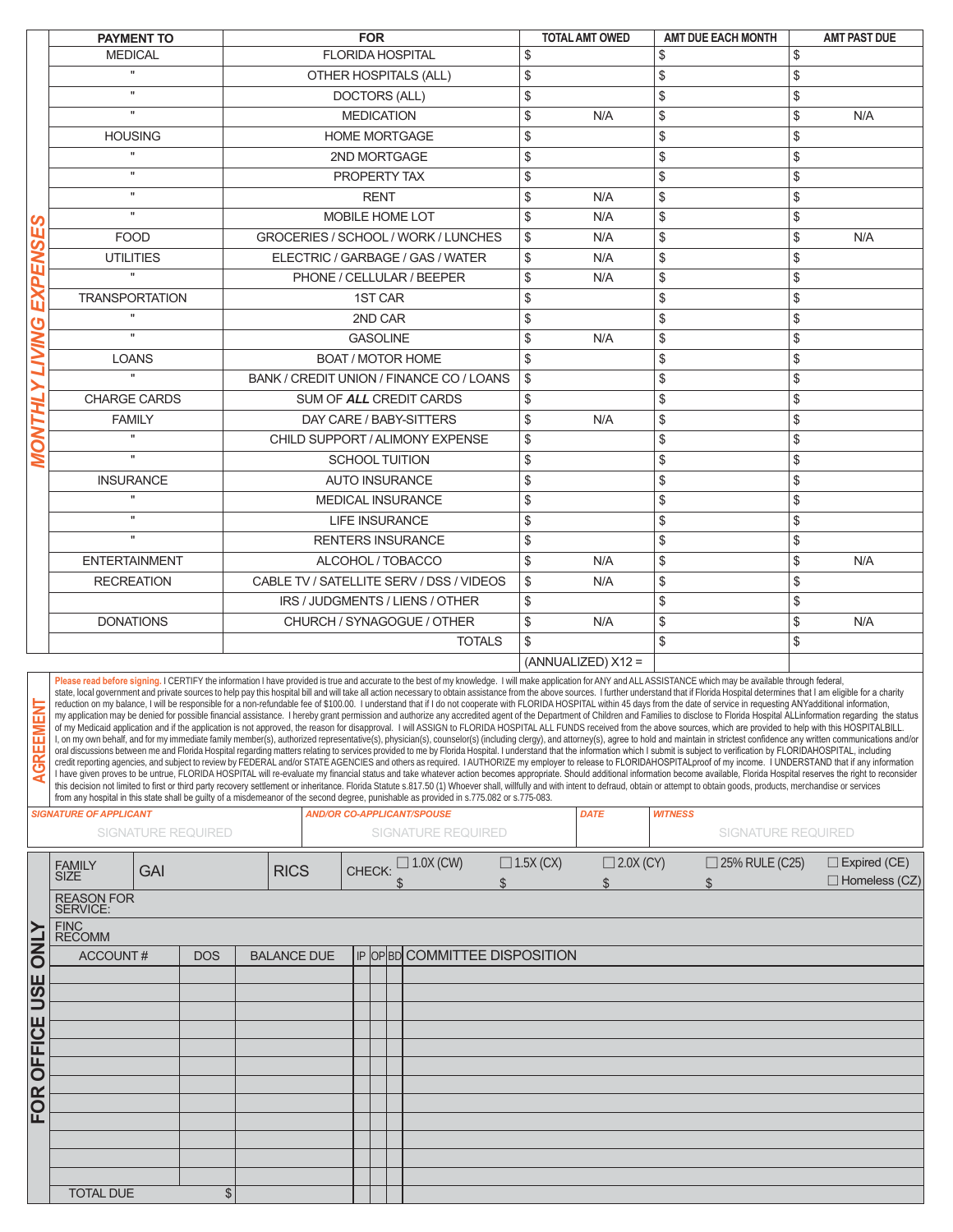## MONTHLY LIVING EXPENSES

| PAYMENT TO | FOR | TOTAL AMT OWED | AMT DUE EACH MONTH | AMT PAST DUE |
|---|---|---|---|---|
| MEDICAL | FLORIDA HOSPITAL | $ | $ | $ |
| " | OTHER HOSPITALS (ALL) | $ | $ | $ |
| " | DOCTORS (ALL) | $ | $ | $ |
| " | MEDICATION | $ N/A | $ | $ N/A |
| HOUSING | HOME MORTGAGE | $ | $ | $ |
| " | 2ND MORTGAGE | $ | $ | $ |
| " | PROPERTY TAX | $ | $ | $ |
| " | RENT | $ N/A | $ | $ |
| " | MOBILE HOME LOT | $ N/A | $ | $ |
| FOOD | GROCERIES / SCHOOL / WORK / LUNCHES | $ N/A | $ | $ N/A |
| UTILITIES | ELECTRIC / GARBAGE / GAS / WATER | $ N/A | $ | $ |
| " | PHONE / CELLULAR / BEEPER | $ N/A | $ | $ |
| TRANSPORTATION | 1ST CAR | $ | $ | $ |
| " | 2ND CAR | $ | $ | $ |
| " | GASOLINE | $ N/A | $ | $ |
| LOANS | BOAT / MOTOR HOME | $ | $ | $ |
| " | BANK / CREDIT UNION / FINANCE CO / LOANS | $ | $ | $ |
| CHARGE CARDS | SUM OF ***ALL*** CREDIT CARDS | $ | $ | $ |
| FAMILY | DAY CARE / BABY-SITTERS | $ N/A | $ | $ |
| " | CHILD SUPPORT / ALIMONY EXPENSE | $ | $ | $ |
| " | SCHOOL TUITION | $ | $ | $ |
| INSURANCE | AUTO INSURANCE | $ | $ | $ |
| " | MEDICAL INSURANCE | $ | $ | $ |
| " | LIFE INSURANCE | $ | $ | $ |
| " | RENTERS INSURANCE | $ | $ | $ |
| ENTERTAINMENT | ALCOHOL / TOBACCO | $ N/A | $ | $ N/A |
| RECREATION | CABLE TV / SATELLITE SERV / DSS / VIDEOS | $ N/A | $ | $ |
| | IRS / JUDGMENTS / LIENS / OTHER | $ | $ | $ |
| DONATIONS | CHURCH / SYNAGOGUE / OTHER | $ N/A | $ | $ N/A |
| | TOTALS | $ | $ | $ |
| | | (ANNUALIZED) X12 = | | |

## AGREEMENT

**Please read before signing.** I CERTIFY the information I have provided is true and accurate to the best of my knowledge. I will make application for ANY and ALL ASSISTANCE which may be available through federal, state, local government and private sources to help pay this hospital bill and will take all action necessary to obtain assistance from the above sources. I further understand that if Florida Hospital determines that I am eligible for a charity reduction on my balance, I will be responsible for a non-refundable fee of $100.00. I understand that if I do not cooperate with FLORIDA HOSPITAL within 45 days from the date of service in requesting ANYadditional information, my application may be denied for possible financial assistance. I hereby grant permission and authorize any accredited agent of the Department of Children and Families to disclose to Florida Hospital ALLinformation regarding the status of my Medicaid application and if the application is not approved, the reason for disapproval. I will ASSIGN to FLORIDA HOSPITAL ALL FUNDS received from the above sources, which are provided to help with this HOSPITALBILL. I, on my own behalf, and for my immediate family member(s), authorized representative(s), physician(s), counselor(s) (including clergy), and attorney(s), agree to hold and maintain in strictest confidence any written communications and/or oral discussions between me and Florida Hospital regarding matters relating to services provided to me by Florida Hospital. I understand that the information which I submit is subject to verification by FLORIDAHOSPITAL, including credit reporting agencies, and subject to review by FEDERAL and/or STATE AGENCIES and others as required. I AUTHORIZE my employer to release to FLORIDAHOSPITALproof of my income. I UNDERSTAND that if any information I have given proves to be untrue, FLORIDA HOSPITAL will re-evaluate my financial status and take whatever action becomes appropriate. Should additional information become available, Florida Hospital reserves the right to reconsider this decision not limited to first or third party recovery settlement or inheritance. Florida Statute s.817.50 (1) Whoever shall, willfully and with intent to defraud, obtain or attempt to obtain goods, products, merchandise or services from any hospital in this state shall be guilty of a misdemeanor of the second degree, punishable as provided in s.775.082 or s.775-083.

| SIGNATURE OF APPLICANT | AND/OR CO-APPLICANT/SPOUSE | DATE | WITNESS |
|---|---|---|---|
| SIGNATURE REQUIRED | SIGNATURE REQUIRED | | SIGNATURE REQUIRED |

## FOR OFFICE USE ONLY

FAMILY SIZE | GAI | RICS | CHECK: ☐ 1.0X (CW) $ ☐ 1.5X (CX) $ ☐ 2.0X (CY) $ ☐ 25% RULE (C25) $ ☐ Expired (CE) ☐ Homeless (CZ)

REASON FOR SERVICE:

FINC RECOMM

| ACCOUNT # | DOS | BALANCE DUE | IP | OP | BD | COMMITTEE DISPOSITION |
|---|---|---|---|---|---|---|
| | | | | | | |
| | | | | | | |
| | | | | | | |
| | | | | | | |
| | | | | | | |
| | | | | | | |
| | | | | | | |
| | | | | | | |
| | | | | | | |
| | | | | | | |
| | | | | | | |
| | | | | | | |
| TOTAL DUE | $ | | | | | |